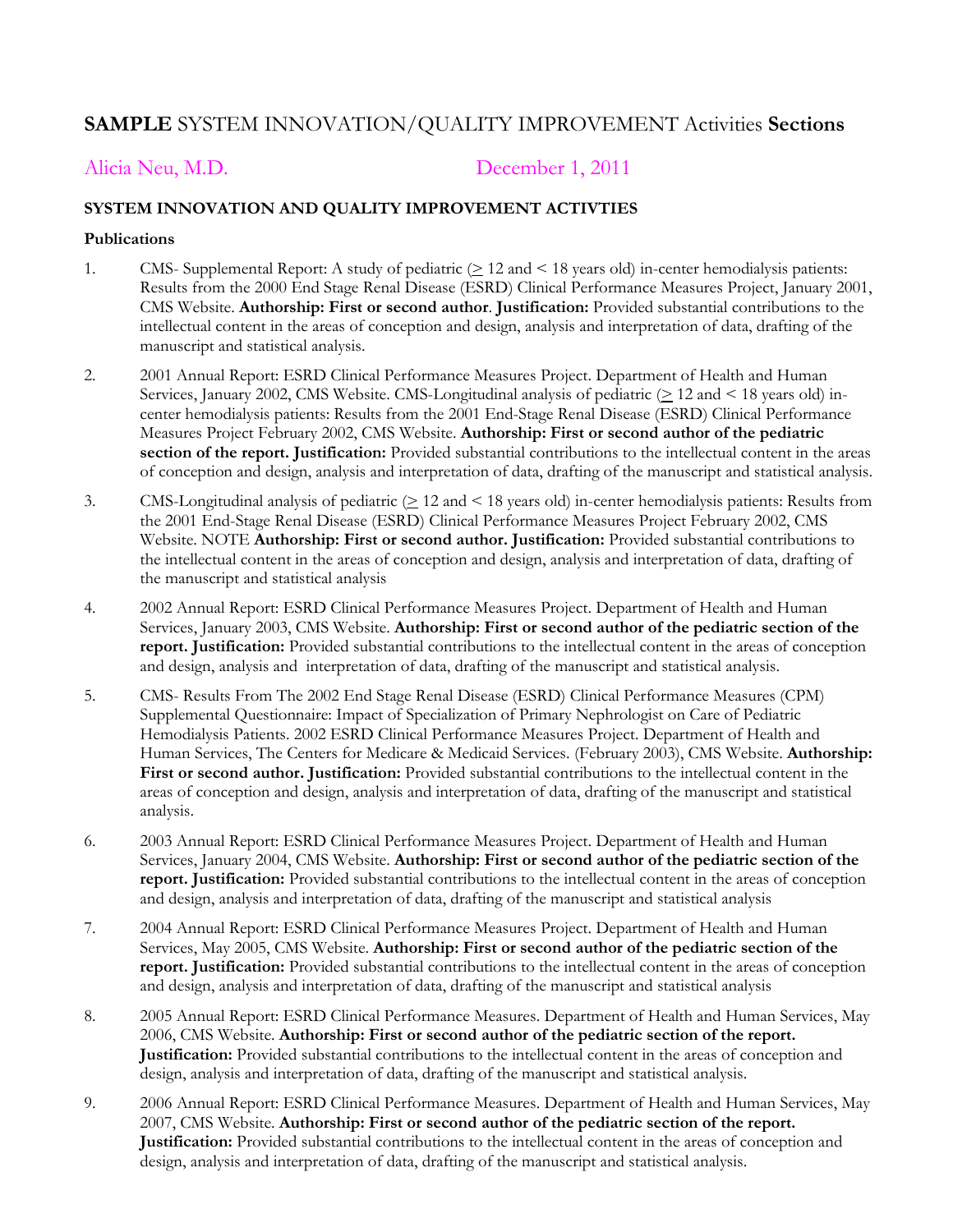## **SAMPLE** SYSTEM INNOVATION/QUALITY IMPROVEMENT Activities **Sections**

Alicia Neu, M.D. December 1, 2011

### SYSTEM INNOVATION AND QUALITY IMPROVEMENT ACTIVTIES

**Publications**

1. CMS- Supplemental Report: A study of pediatric ($\geq$ 12 and < 18 years old) in-center hemodialysis patients: Results from the 2000 End Stage Renal Disease (ESRD) Clinical Performance Measures Project, January 2001, CMS Website. **Authorship: First or second author**. **Justification:** Provided substantial contributions to the intellectual content in the areas of conception and design, analysis and interpretation of data, drafting of the manuscript and statistical analysis.

2. 2001 Annual Report: ESRD Clinical Performance Measures Project. Department of Health and Human Services, January 2002, CMS Website. CMS-Longitudinal analysis of pediatric ($\geq$ 12 and < 18 years old) in-center hemodialysis patients: Results from the 2001 End-Stage Renal Disease (ESRD) Clinical Performance Measures Project February 2002, CMS Website. **Authorship: First or second author of the pediatric section of the report. Justification:** Provided substantial contributions to the intellectual content in the areas of conception and design, analysis and interpretation of data, drafting of the manuscript and statistical analysis.

3. CMS-Longitudinal analysis of pediatric ($\geq$ 12 and < 18 years old) in-center hemodialysis patients: Results from the 2001 End-Stage Renal Disease (ESRD) Clinical Performance Measures Project February 2002, CMS Website. NOTE **Authorship: First or second author. Justification:** Provided substantial contributions to the intellectual content in the areas of conception and design, analysis and interpretation of data, drafting of the manuscript and statistical analysis

4. 2002 Annual Report: ESRD Clinical Performance Measures Project. Department of Health and Human Services, January 2003, CMS Website. **Authorship: First or second author of the pediatric section of the report. Justification:** Provided substantial contributions to the intellectual content in the areas of conception and design, analysis and interpretation of data, drafting of the manuscript and statistical analysis.

5. CMS- Results From The 2002 End Stage Renal Disease (ESRD) Clinical Performance Measures (CPM) Supplemental Questionnaire: Impact of Specialization of Primary Nephrologist on Care of Pediatric Hemodialysis Patients. 2002 ESRD Clinical Performance Measures Project. Department of Health and Human Services, The Centers for Medicare & Medicaid Services. (February 2003), CMS Website. **Authorship: First or second author. Justification:** Provided substantial contributions to the intellectual content in the areas of conception and design, analysis and interpretation of data, drafting of the manuscript and statistical analysis.

6. 2003 Annual Report: ESRD Clinical Performance Measures Project. Department of Health and Human Services, January 2004, CMS Website. **Authorship: First or second author of the pediatric section of the report. Justification:** Provided substantial contributions to the intellectual content in the areas of conception and design, analysis and interpretation of data, drafting of the manuscript and statistical analysis

7. 2004 Annual Report: ESRD Clinical Performance Measures Project. Department of Health and Human Services, May 2005, CMS Website. **Authorship: First or second author of the pediatric section of the report. Justification:** Provided substantial contributions to the intellectual content in the areas of conception and design, analysis and interpretation of data, drafting of the manuscript and statistical analysis

8. 2005 Annual Report: ESRD Clinical Performance Measures. Department of Health and Human Services, May 2006, CMS Website. **Authorship: First or second author of the pediatric section of the report. Justification:** Provided substantial contributions to the intellectual content in the areas of conception and design, analysis and interpretation of data, drafting of the manuscript and statistical analysis.

9. 2006 Annual Report: ESRD Clinical Performance Measures. Department of Health and Human Services, May 2007, CMS Website. **Authorship: First or second author of the pediatric section of the report. Justification:** Provided substantial contributions to the intellectual content in the areas of conception and design, analysis and interpretation of data, drafting of the manuscript and statistical analysis.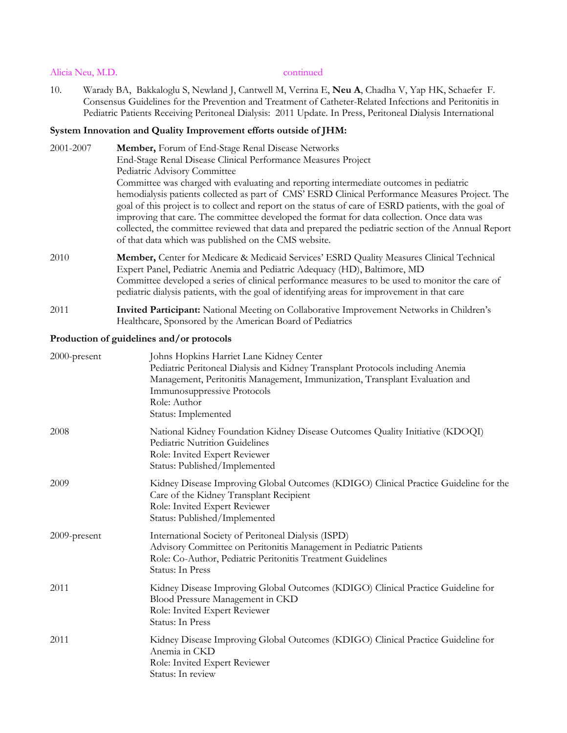10. Warady BA, Bakkaloglu S, Newland J, Cantwell M, Verrina E, **Neu A**, Chadha V, Yap HK, Schaefer F. Consensus Guidelines for the Prevention and Treatment of Catheter-Related Infections and Peritonitis in Pediatric Patients Receiving Peritoneal Dialysis: 2011 Update. In Press, Peritoneal Dialysis International

**System Innovation and Quality Improvement efforts outside of JHM:**

2001-2007 **Member,** Forum of End-Stage Renal Disease Networks
End-Stage Renal Disease Clinical Performance Measures Project
Pediatric Advisory Committee
Committee was charged with evaluating and reporting intermediate outcomes in pediatric hemodialysis patients collected as part of CMS' ESRD Clinical Performance Measures Project. The goal of this project is to collect and report on the status of care of ESRD patients, with the goal of improving that care. The committee developed the format for data collection. Once data was collected, the committee reviewed that data and prepared the pediatric section of the Annual Report of that data which was published on the CMS website.

2010 **Member,** Center for Medicare & Medicaid Services' ESRD Quality Measures Clinical Technical Expert Panel, Pediatric Anemia and Pediatric Adequacy (HD), Baltimore, MD
Committee developed a series of clinical performance measures to be used to monitor the care of pediatric dialysis patients, with the goal of identifying areas for improvement in that care

2011 **Invited Participant:** National Meeting on Collaborative Improvement Networks in Children's Healthcare, Sponsored by the American Board of Pediatrics

**Production of guidelines and/or protocols**

2000-present Johns Hopkins Harriet Lane Kidney Center
Pediatric Peritoneal Dialysis and Kidney Transplant Protocols including Anemia Management, Peritonitis Management, Immunization, Transplant Evaluation and Immunosuppressive Protocols
Role: Author
Status: Implemented

2008 National Kidney Foundation Kidney Disease Outcomes Quality Initiative (KDOQI) Pediatric Nutrition Guidelines
Role: Invited Expert Reviewer
Status: Published/Implemented

2009 Kidney Disease Improving Global Outcomes (KDIGO) Clinical Practice Guideline for the Care of the Kidney Transplant Recipient
Role: Invited Expert Reviewer
Status: Published/Implemented

2009-present International Society of Peritoneal Dialysis (ISPD)
Advisory Committee on Peritonitis Management in Pediatric Patients
Role: Co-Author, Pediatric Peritonitis Treatment Guidelines
Status: In Press

2011 Kidney Disease Improving Global Outcomes (KDIGO) Clinical Practice Guideline for Blood Pressure Management in CKD
Role: Invited Expert Reviewer
Status: In Press

2011 Kidney Disease Improving Global Outcomes (KDIGO) Clinical Practice Guideline for Anemia in CKD
Role: Invited Expert Reviewer
Status: In review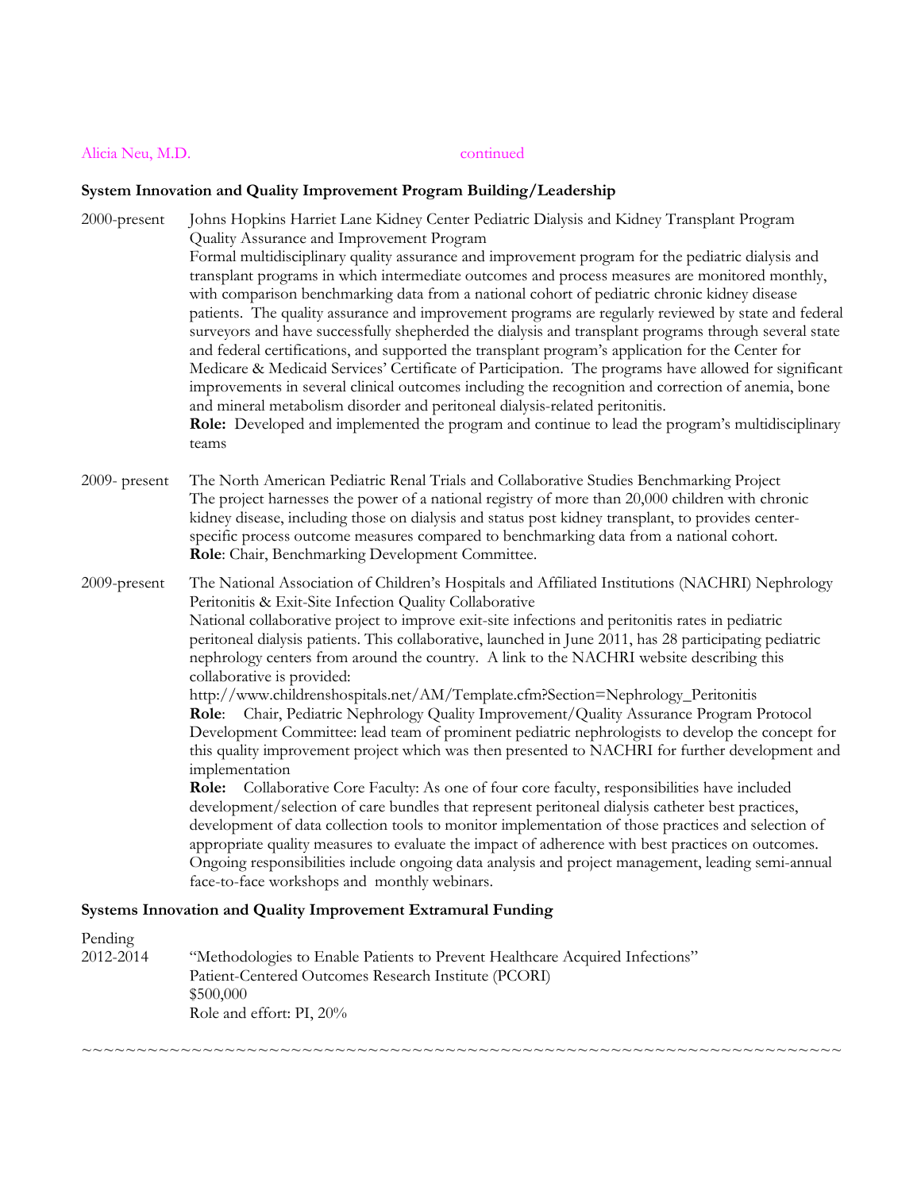## System Innovation and Quality Improvement Program Building/Leadership

2000-present — Johns Hopkins Harriet Lane Kidney Center Pediatric Dialysis and Kidney Transplant Program Quality Assurance and Improvement Program
Formal multidisciplinary quality assurance and improvement program for the pediatric dialysis and transplant programs in which intermediate outcomes and process measures are monitored monthly, with comparison benchmarking data from a national cohort of pediatric chronic kidney disease patients. The quality assurance and improvement programs are regularly reviewed by state and federal surveyors and have successfully shepherded the dialysis and transplant programs through several state and federal certifications, and supported the transplant program's application for the Center for Medicare & Medicaid Services' Certificate of Participation. The programs have allowed for significant improvements in several clinical outcomes including the recognition and correction of anemia, bone and mineral metabolism disorder and peritoneal dialysis-related peritonitis.
**Role:** Developed and implemented the program and continue to lead the program's multidisciplinary teams

2009- present — The North American Pediatric Renal Trials and Collaborative Studies Benchmarking Project
The project harnesses the power of a national registry of more than 20,000 children with chronic kidney disease, including those on dialysis and status post kidney transplant, to provides center-specific process outcome measures compared to benchmarking data from a national cohort.
**Role**: Chair, Benchmarking Development Committee.

2009-present — The National Association of Children's Hospitals and Affiliated Institutions (NACHRI) Nephrology Peritonitis & Exit-Site Infection Quality Collaborative
National collaborative project to improve exit-site infections and peritonitis rates in pediatric peritoneal dialysis patients. This collaborative, launched in June 2011, has 28 participating pediatric nephrology centers from around the country. A link to the NACHRI website describing this collaborative is provided:
http://www.childrenshospitals.net/AM/Template.cfm?Section=Nephrology_Peritonitis
**Role**: Chair, Pediatric Nephrology Quality Improvement/Quality Assurance Program Protocol Development Committee: lead team of prominent pediatric nephrologists to develop the concept for this quality improvement project which was then presented to NACHRI for further development and implementation
**Role:** Collaborative Core Faculty: As one of four core faculty, responsibilities have included development/selection of care bundles that represent peritoneal dialysis catheter best practices, development of data collection tools to monitor implementation of those practices and selection of appropriate quality measures to evaluate the impact of adherence with best practices on outcomes. Ongoing responsibilities include ongoing data analysis and project management, leading semi-annual face-to-face workshops and monthly webinars.

## Systems Innovation and Quality Improvement Extramural Funding

Pending
2012-2014 — "Methodologies to Enable Patients to Prevent Healthcare Acquired Infections"
Patient-Centered Outcomes Research Institute (PCORI)
$500,000
Role and effort: PI, 20%

~~~~~~~~~~~~~~~~~~~~~~~~~~~~~~~~~~~~~~~~~~~~~~~~~~~~~~~~~~~~~~~~~~~~~~~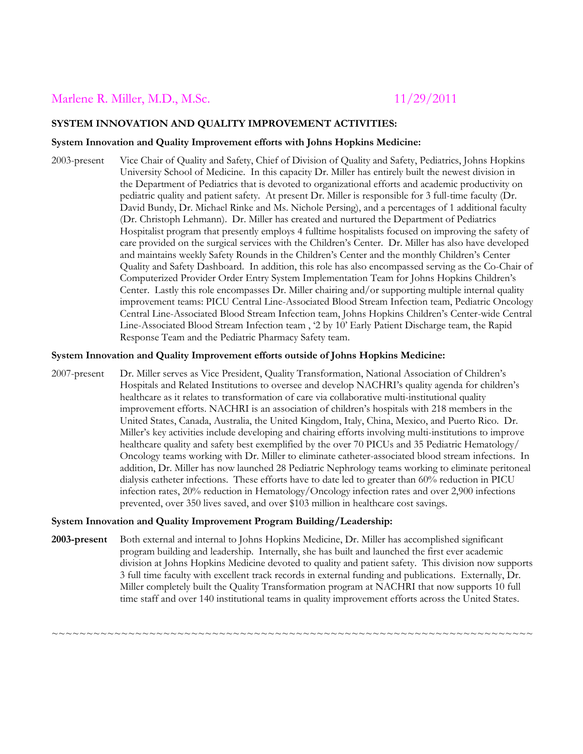Marlene R. Miller, M.D., M.Sc. 11/29/2011

**SYSTEM INNOVATION AND QUALITY IMPROVEMENT ACTIVITIES:**

**System Innovation and Quality Improvement efforts with Johns Hopkins Medicine:**

2003-present Vice Chair of Quality and Safety, Chief of Division of Quality and Safety, Pediatrics, Johns Hopkins University School of Medicine. In this capacity Dr. Miller has entirely built the newest division in the Department of Pediatrics that is devoted to organizational efforts and academic productivity on pediatric quality and patient safety. At present Dr. Miller is responsible for 3 full-time faculty (Dr. David Bundy, Dr. Michael Rinke and Ms. Nichole Persing), and a percentages of 1 additional faculty (Dr. Christoph Lehmann). Dr. Miller has created and nurtured the Department of Pediatrics Hospitalist program that presently employs 4 fulltime hospitalists focused on improving the safety of care provided on the surgical services with the Children's Center. Dr. Miller has also have developed and maintains weekly Safety Rounds in the Children's Center and the monthly Children's Center Quality and Safety Dashboard. In addition, this role has also encompassed serving as the Co-Chair of Computerized Provider Order Entry System Implementation Team for Johns Hopkins Children's Center. Lastly this role encompasses Dr. Miller chairing and/or supporting multiple internal quality improvement teams: PICU Central Line-Associated Blood Stream Infection team, Pediatric Oncology Central Line-Associated Blood Stream Infection team, Johns Hopkins Children's Center-wide Central Line-Associated Blood Stream Infection team , '2 by 10' Early Patient Discharge team, the Rapid Response Team and the Pediatric Pharmacy Safety team.

**System Innovation and Quality Improvement efforts outside of Johns Hopkins Medicine:**

2007-present Dr. Miller serves as Vice President, Quality Transformation, National Association of Children's Hospitals and Related Institutions to oversee and develop NACHRI's quality agenda for children's healthcare as it relates to transformation of care via collaborative multi-institutional quality improvement efforts. NACHRI is an association of children's hospitals with 218 members in the United States, Canada, Australia, the United Kingdom, Italy, China, Mexico, and Puerto Rico. Dr. Miller's key activities include developing and chairing efforts involving multi-institutions to improve healthcare quality and safety best exemplified by the over 70 PICUs and 35 Pediatric Hematology/ Oncology teams working with Dr. Miller to eliminate catheter-associated blood stream infections. In addition, Dr. Miller has now launched 28 Pediatric Nephrology teams working to eliminate peritoneal dialysis catheter infections. These efforts have to date led to greater than 60% reduction in PICU infection rates, 20% reduction in Hematology/Oncology infection rates and over 2,900 infections prevented, over 350 lives saved, and over $103 million in healthcare cost savings.

**System Innovation and Quality Improvement Program Building/Leadership:**

**2003-present** Both external and internal to Johns Hopkins Medicine, Dr. Miller has accomplished significant program building and leadership. Internally, she has built and launched the first ever academic division at Johns Hopkins Medicine devoted to quality and patient safety. This division now supports 3 full time faculty with excellent track records in external funding and publications. Externally, Dr. Miller completely built the Quality Transformation program at NACHRI that now supports 10 full time staff and over 140 institutional teams in quality improvement efforts across the United States.

~~~~~~~~~~~~~~~~~~~~~~~~~~~~~~~~~~~~~~~~~~~~~~~~~~~~~~~~~~~~~~~~~~~~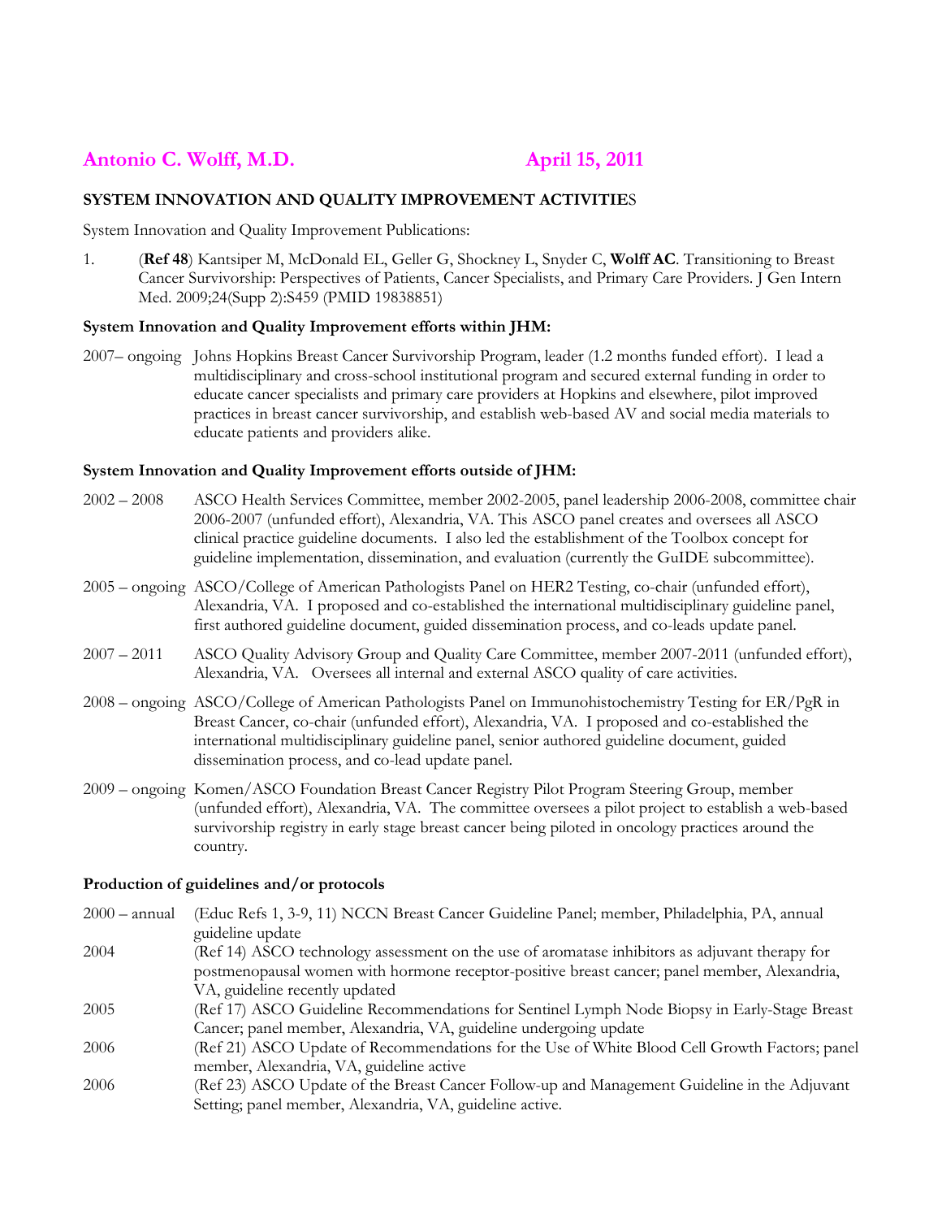**Antonio C. Wolff, M.D.** **April 15, 2011**

## SYSTEM INNOVATION AND QUALITY IMPROVEMENT ACTIVITIES

System Innovation and Quality Improvement Publications:

1. (**Ref 48**) Kantsiper M, McDonald EL, Geller G, Shockney L, Snyder C, **Wolff AC**. Transitioning to Breast Cancer Survivorship: Perspectives of Patients, Cancer Specialists, and Primary Care Providers. J Gen Intern Med. 2009;24(Supp 2):S459 (PMID 19838851)

### System Innovation and Quality Improvement efforts within JHM:

2007– ongoing Johns Hopkins Breast Cancer Survivorship Program, leader (1.2 months funded effort). I lead a multidisciplinary and cross-school institutional program and secured external funding in order to educate cancer specialists and primary care providers at Hopkins and elsewhere, pilot improved practices in breast cancer survivorship, and establish web-based AV and social media materials to educate patients and providers alike.

### System Innovation and Quality Improvement efforts outside of JHM:

2002 – 2008 ASCO Health Services Committee, member 2002-2005, panel leadership 2006-2008, committee chair 2006-2007 (unfunded effort), Alexandria, VA. This ASCO panel creates and oversees all ASCO clinical practice guideline documents. I also led the establishment of the Toolbox concept for guideline implementation, dissemination, and evaluation (currently the GuIDE subcommittee).

2005 – ongoing ASCO/College of American Pathologists Panel on HER2 Testing, co-chair (unfunded effort), Alexandria, VA. I proposed and co-established the international multidisciplinary guideline panel, first authored guideline document, guided dissemination process, and co-leads update panel.

2007 – 2011 ASCO Quality Advisory Group and Quality Care Committee, member 2007-2011 (unfunded effort), Alexandria, VA. Oversees all internal and external ASCO quality of care activities.

2008 – ongoing ASCO/College of American Pathologists Panel on Immunohistochemistry Testing for ER/PgR in Breast Cancer, co-chair (unfunded effort), Alexandria, VA. I proposed and co-established the international multidisciplinary guideline panel, senior authored guideline document, guided dissemination process, and co-lead update panel.

2009 – ongoing Komen/ASCO Foundation Breast Cancer Registry Pilot Program Steering Group, member (unfunded effort), Alexandria, VA. The committee oversees a pilot project to establish a web-based survivorship registry in early stage breast cancer being piloted in oncology practices around the country.

### Production of guidelines and/or protocols

2000 – annual (Educ Refs 1, 3-9, 11) NCCN Breast Cancer Guideline Panel; member, Philadelphia, PA, annual guideline update

2004 (Ref 14) ASCO technology assessment on the use of aromatase inhibitors as adjuvant therapy for postmenopausal women with hormone receptor-positive breast cancer; panel member, Alexandria, VA, guideline recently updated

2005 (Ref 17) ASCO Guideline Recommendations for Sentinel Lymph Node Biopsy in Early-Stage Breast Cancer; panel member, Alexandria, VA, guideline undergoing update

2006 (Ref 21) ASCO Update of Recommendations for the Use of White Blood Cell Growth Factors; panel member, Alexandria, VA, guideline active

2006 (Ref 23) ASCO Update of the Breast Cancer Follow-up and Management Guideline in the Adjuvant Setting; panel member, Alexandria, VA, guideline active.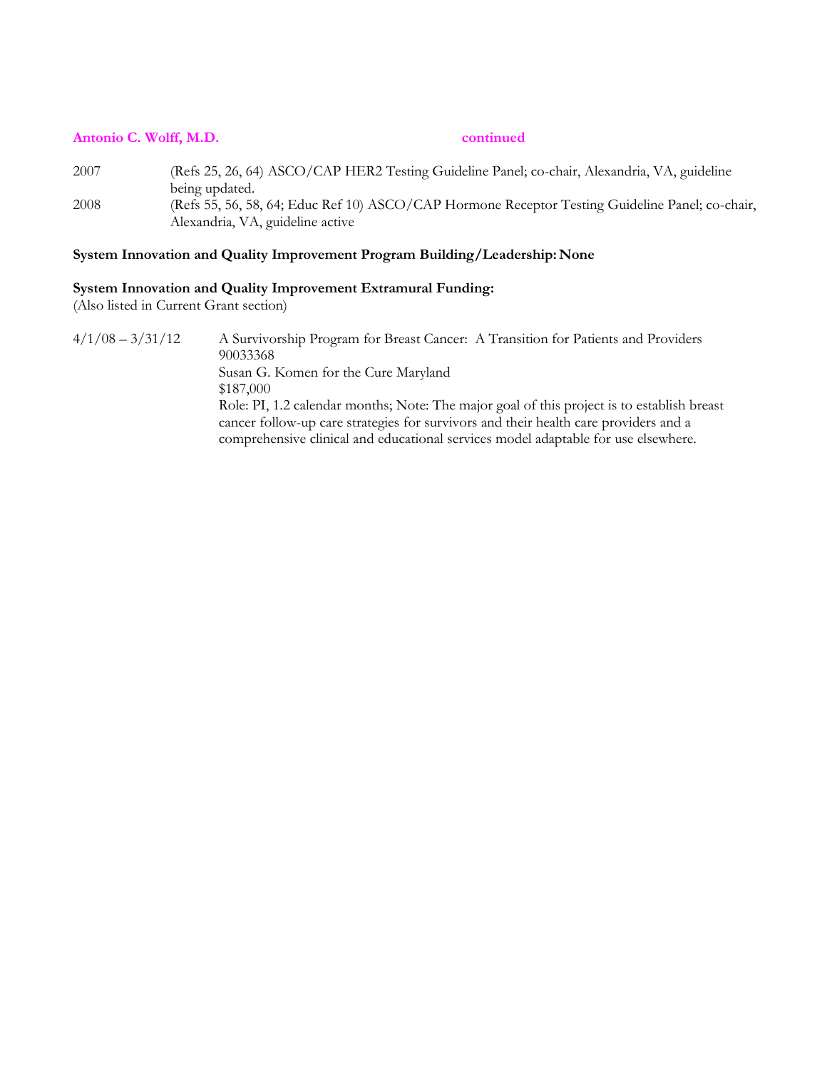2007 (Refs 25, 26, 64) ASCO/CAP HER2 Testing Guideline Panel; co-chair, Alexandria, VA, guideline being updated.

2008 (Refs 55, 56, 58, 64; Educ Ref 10) ASCO/CAP Hormone Receptor Testing Guideline Panel; co-chair, Alexandria, VA, guideline active

**System Innovation and Quality Improvement Program Building/Leadership: None**

**System Innovation and Quality Improvement Extramural Funding:**
(Also listed in Current Grant section)

4/1/08 – 3/31/12 A Survivorship Program for Breast Cancer: A Transition for Patients and Providers
90033368
Susan G. Komen for the Cure Maryland
$187,000
Role: PI, 1.2 calendar months; Note: The major goal of this project is to establish breast cancer follow-up care strategies for survivors and their health care providers and a comprehensive clinical and educational services model adaptable for use elsewhere.